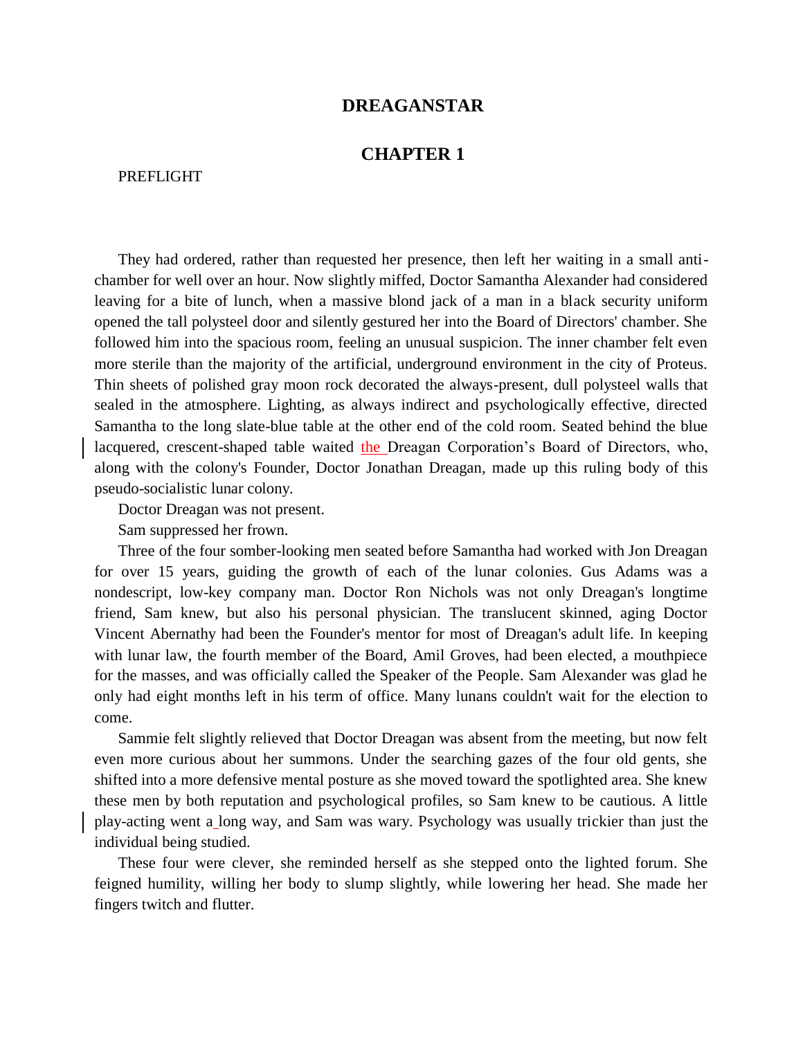# DREAGANSTAR

## CHAPTER 1

PREFLIGHT

They had ordered, rather than requested her presence, then left her waiting in a small anti-chamber for well over an hour. Now slightly miffed, Doctor Samantha Alexander had considered leaving for a bite of lunch, when a massive blond jack of a man in a black security uniform opened the tall polysteel door and silently gestured her into the Board of Directors' chamber. She followed him into the spacious room, feeling an unusual suspicion. The inner chamber felt even more sterile than the majority of the artificial, underground environment in the city of Proteus. Thin sheets of polished gray moon rock decorated the always-present, dull polysteel walls that sealed in the atmosphere. Lighting, as always indirect and psychologically effective, directed Samantha to the long slate-blue table at the other end of the cold room. Seated behind the blue lacquered, crescent-shaped table waited the Dreagan Corporation's Board of Directors, who, along with the colony's Founder, Doctor Jonathan Dreagan, made up this ruling body of this pseudo-socialistic lunar colony.

Doctor Dreagan was not present.

Sam suppressed her frown.

Three of the four somber-looking men seated before Samantha had worked with Jon Dreagan for over 15 years, guiding the growth of each of the lunar colonies. Gus Adams was a nondescript, low-key company man. Doctor Ron Nichols was not only Dreagan's longtime friend, Sam knew, but also his personal physician. The translucent skinned, aging Doctor Vincent Abernathy had been the Founder's mentor for most of Dreagan's adult life. In keeping with lunar law, the fourth member of the Board, Amil Groves, had been elected, a mouthpiece for the masses, and was officially called the Speaker of the People. Sam Alexander was glad he only had eight months left in his term of office. Many lunans couldn't wait for the election to come.

Sammie felt slightly relieved that Doctor Dreagan was absent from the meeting, but now felt even more curious about her summons. Under the searching gazes of the four old gents, she shifted into a more defensive mental posture as she moved toward the spotlighted area. She knew these men by both reputation and psychological profiles, so Sam knew to be cautious. A little play-acting went a long way, and Sam was wary. Psychology was usually trickier than just the individual being studied.

These four were clever, she reminded herself as she stepped onto the lighted forum. She feigned humility, willing her body to slump slightly, while lowering her head. She made her fingers twitch and flutter.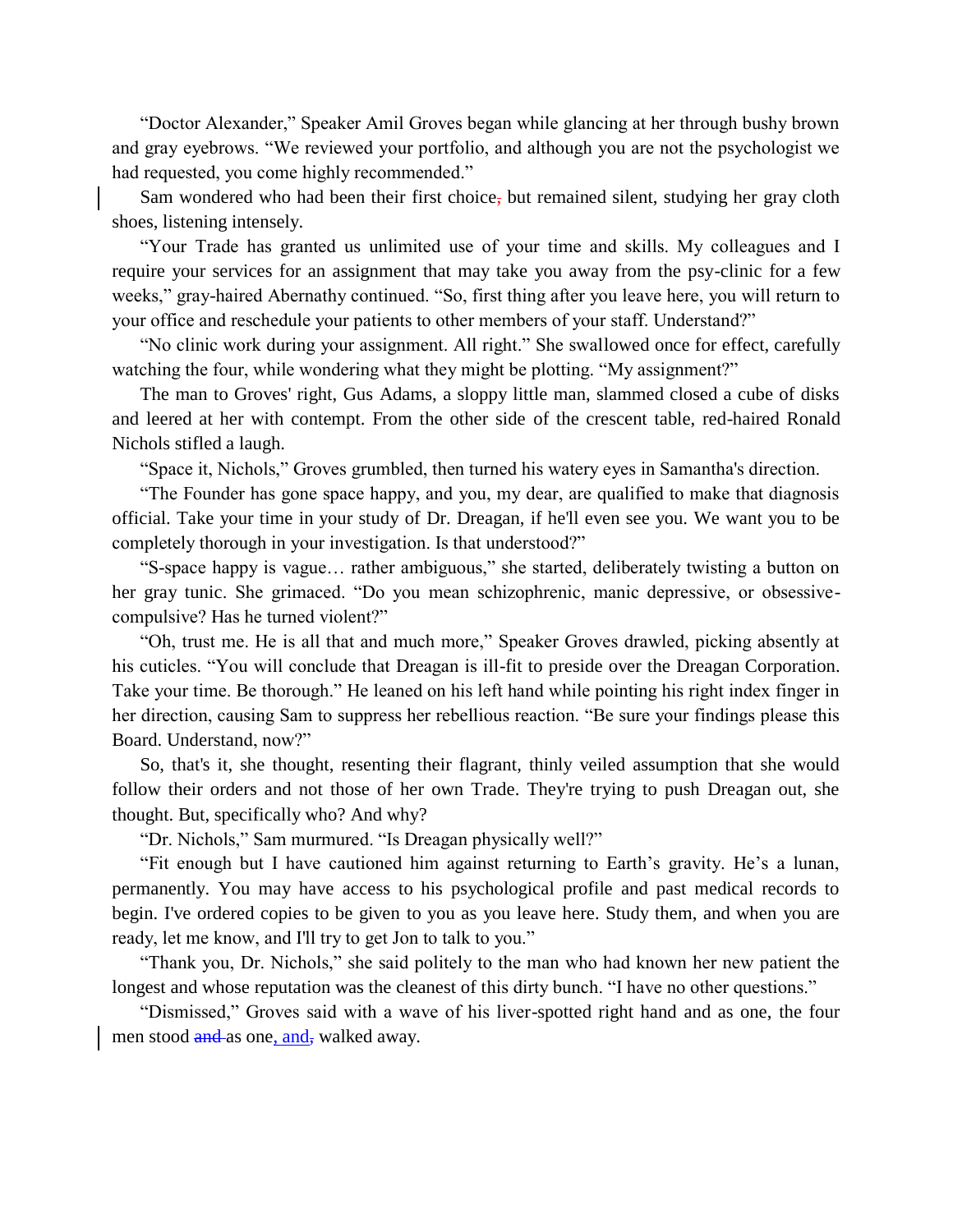"Doctor Alexander," Speaker Amil Groves began while glancing at her through bushy brown and gray eyebrows. "We reviewed your portfolio, and although you are not the psychologist we had requested, you come highly recommended."

Sam wondered who had been their first choice~~,~~ but remained silent, studying her gray cloth shoes, listening intensely.

"Your Trade has granted us unlimited use of your time and skills. My colleagues and I require your services for an assignment that may take you away from the psy-clinic for a few weeks," gray-haired Abernathy continued. "So, first thing after you leave here, you will return to your office and reschedule your patients to other members of your staff. Understand?"

"No clinic work during your assignment. All right." She swallowed once for effect, carefully watching the four, while wondering what they might be plotting. "My assignment?"

The man to Groves' right, Gus Adams, a sloppy little man, slammed closed a cube of disks and leered at her with contempt. From the other side of the crescent table, red-haired Ronald Nichols stifled a laugh.

"Space it, Nichols," Groves grumbled, then turned his watery eyes in Samantha's direction.

"The Founder has gone space happy, and you, my dear, are qualified to make that diagnosis official. Take your time in your study of Dr. Dreagan, if he'll even see you. We want you to be completely thorough in your investigation. Is that understood?"

"S-space happy is vague… rather ambiguous," she started, deliberately twisting a button on her gray tunic. She grimaced. "Do you mean schizophrenic, manic depressive, or obsessive-compulsive? Has he turned violent?"

"Oh, trust me. He is all that and much more," Speaker Groves drawled, picking absently at his cuticles. "You will conclude that Dreagan is ill-fit to preside over the Dreagan Corporation. Take your time. Be thorough." He leaned on his left hand while pointing his right index finger in her direction, causing Sam to suppress her rebellious reaction. "Be sure your findings please this Board. Understand, now?"

So, that's it, she thought, resenting their flagrant, thinly veiled assumption that she would follow their orders and not those of her own Trade. They're trying to push Dreagan out, she thought. But, specifically who? And why?

"Dr. Nichols," Sam murmured. "Is Dreagan physically well?"

"Fit enough but I have cautioned him against returning to Earth's gravity. He's a lunan, permanently. You may have access to his psychological profile and past medical records to begin. I've ordered copies to be given to you as you leave here. Study them, and when you are ready, let me know, and I'll try to get Jon to talk to you."

"Thank you, Dr. Nichols," she said politely to the man who had known her new patient the longest and whose reputation was the cleanest of this dirty bunch. "I have no other questions."

"Dismissed," Groves said with a wave of his liver-spotted right hand and as one, the four men stood ~~and~~ as one, and~~,~~ walked away.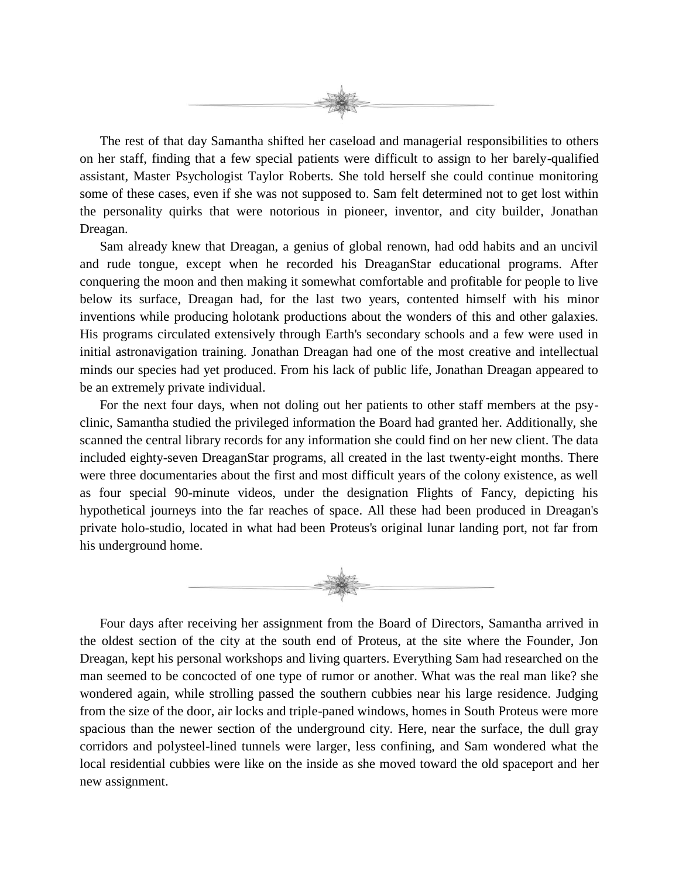The rest of that day Samantha shifted her caseload and managerial responsibilities to others on her staff, finding that a few special patients were difficult to assign to her barely-qualified assistant, Master Psychologist Taylor Roberts. She told herself she could continue monitoring some of these cases, even if she was not supposed to. Sam felt determined not to get lost within the personality quirks that were notorious in pioneer, inventor, and city builder, Jonathan Dreagan.

Sam already knew that Dreagan, a genius of global renown, had odd habits and an uncivil and rude tongue, except when he recorded his DreaganStar educational programs. After conquering the moon and then making it somewhat comfortable and profitable for people to live below its surface, Dreagan had, for the last two years, contented himself with his minor inventions while producing holotank productions about the wonders of this and other galaxies. His programs circulated extensively through Earth's secondary schools and a few were used in initial astronavigation training. Jonathan Dreagan had one of the most creative and intellectual minds our species had yet produced. From his lack of public life, Jonathan Dreagan appeared to be an extremely private individual.

For the next four days, when not doling out her patients to other staff members at the psy-clinic, Samantha studied the privileged information the Board had granted her. Additionally, she scanned the central library records for any information she could find on her new client. The data included eighty-seven DreaganStar programs, all created in the last twenty-eight months. There were three documentaries about the first and most difficult years of the colony existence, as well as four special 90-minute videos, under the designation Flights of Fancy, depicting his hypothetical journeys into the far reaches of space. All these had been produced in Dreagan's private holo-studio, located in what had been Proteus's original lunar landing port, not far from his underground home.

Four days after receiving her assignment from the Board of Directors, Samantha arrived in the oldest section of the city at the south end of Proteus, at the site where the Founder, Jon Dreagan, kept his personal workshops and living quarters. Everything Sam had researched on the man seemed to be concocted of one type of rumor or another. What was the real man like? she wondered again, while strolling passed the southern cubbies near his large residence. Judging from the size of the door, air locks and triple-paned windows, homes in South Proteus were more spacious than the newer section of the underground city. Here, near the surface, the dull gray corridors and polysteel-lined tunnels were larger, less confining, and Sam wondered what the local residential cubbies were like on the inside as she moved toward the old spaceport and her new assignment.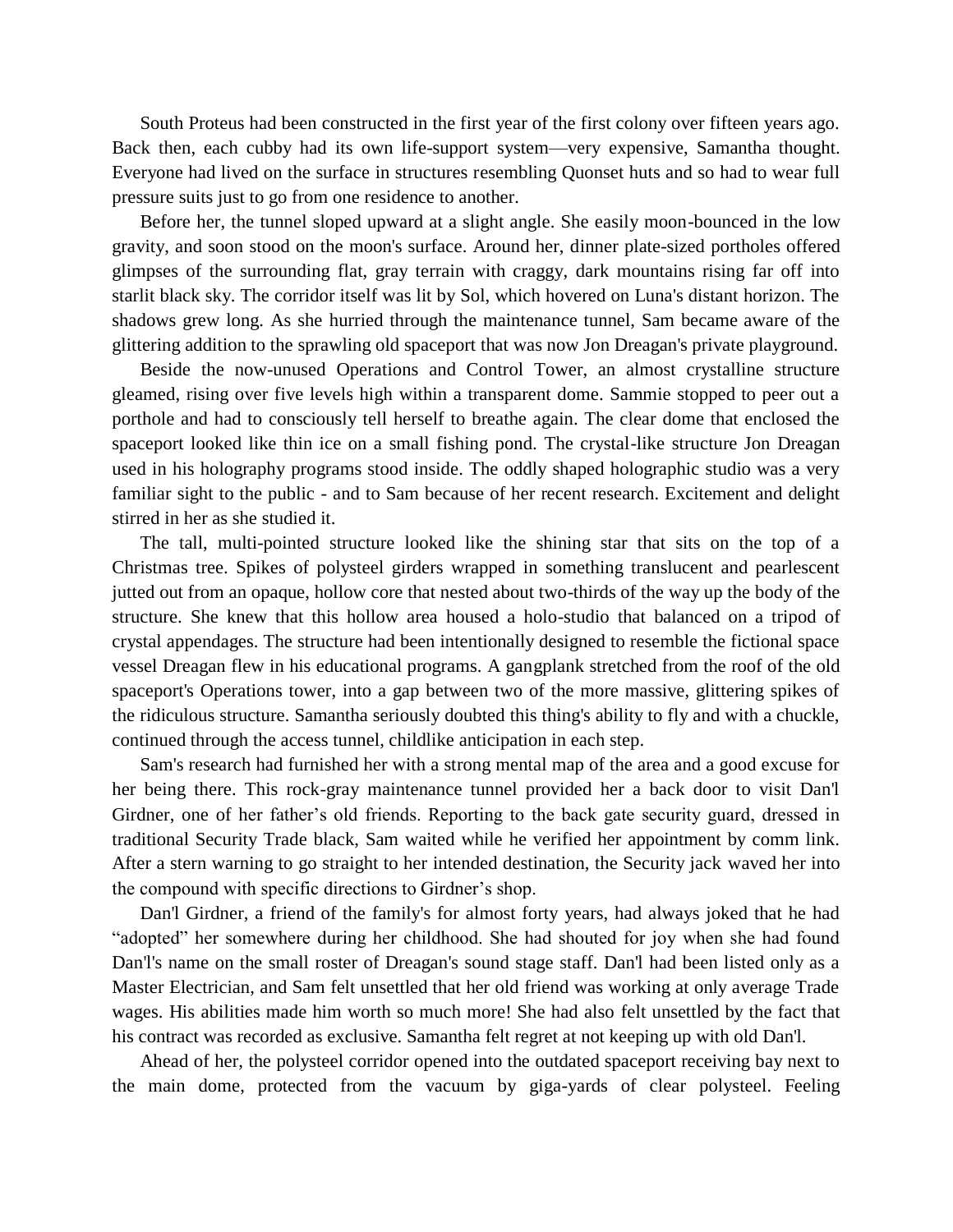South Proteus had been constructed in the first year of the first colony over fifteen years ago. Back then, each cubby had its own life-support system—very expensive, Samantha thought. Everyone had lived on the surface in structures resembling Quonset huts and so had to wear full pressure suits just to go from one residence to another.

Before her, the tunnel sloped upward at a slight angle. She easily moon-bounced in the low gravity, and soon stood on the moon's surface. Around her, dinner plate-sized portholes offered glimpses of the surrounding flat, gray terrain with craggy, dark mountains rising far off into starlit black sky. The corridor itself was lit by Sol, which hovered on Luna's distant horizon. The shadows grew long. As she hurried through the maintenance tunnel, Sam became aware of the glittering addition to the sprawling old spaceport that was now Jon Dreagan's private playground.

Beside the now-unused Operations and Control Tower, an almost crystalline structure gleamed, rising over five levels high within a transparent dome. Sammie stopped to peer out a porthole and had to consciously tell herself to breathe again. The clear dome that enclosed the spaceport looked like thin ice on a small fishing pond. The crystal-like structure Jon Dreagan used in his holography programs stood inside. The oddly shaped holographic studio was a very familiar sight to the public - and to Sam because of her recent research. Excitement and delight stirred in her as she studied it.

The tall, multi-pointed structure looked like the shining star that sits on the top of a Christmas tree. Spikes of polysteel girders wrapped in something translucent and pearlescent jutted out from an opaque, hollow core that nested about two-thirds of the way up the body of the structure. She knew that this hollow area housed a holo-studio that balanced on a tripod of crystal appendages. The structure had been intentionally designed to resemble the fictional space vessel Dreagan flew in his educational programs. A gangplank stretched from the roof of the old spaceport's Operations tower, into a gap between two of the more massive, glittering spikes of the ridiculous structure. Samantha seriously doubted this thing's ability to fly and with a chuckle, continued through the access tunnel, childlike anticipation in each step.

Sam's research had furnished her with a strong mental map of the area and a good excuse for her being there. This rock-gray maintenance tunnel provided her a back door to visit Dan'l Girdner, one of her father's old friends. Reporting to the back gate security guard, dressed in traditional Security Trade black, Sam waited while he verified her appointment by comm link. After a stern warning to go straight to her intended destination, the Security jack waved her into the compound with specific directions to Girdner's shop.

Dan'l Girdner, a friend of the family's for almost forty years, had always joked that he had "adopted" her somewhere during her childhood. She had shouted for joy when she had found Dan'l's name on the small roster of Dreagan's sound stage staff. Dan'l had been listed only as a Master Electrician, and Sam felt unsettled that her old friend was working at only average Trade wages. His abilities made him worth so much more! She had also felt unsettled by the fact that his contract was recorded as exclusive. Samantha felt regret at not keeping up with old Dan'l.

Ahead of her, the polysteel corridor opened into the outdated spaceport receiving bay next to the main dome, protected from the vacuum by giga-yards of clear polysteel. Feeling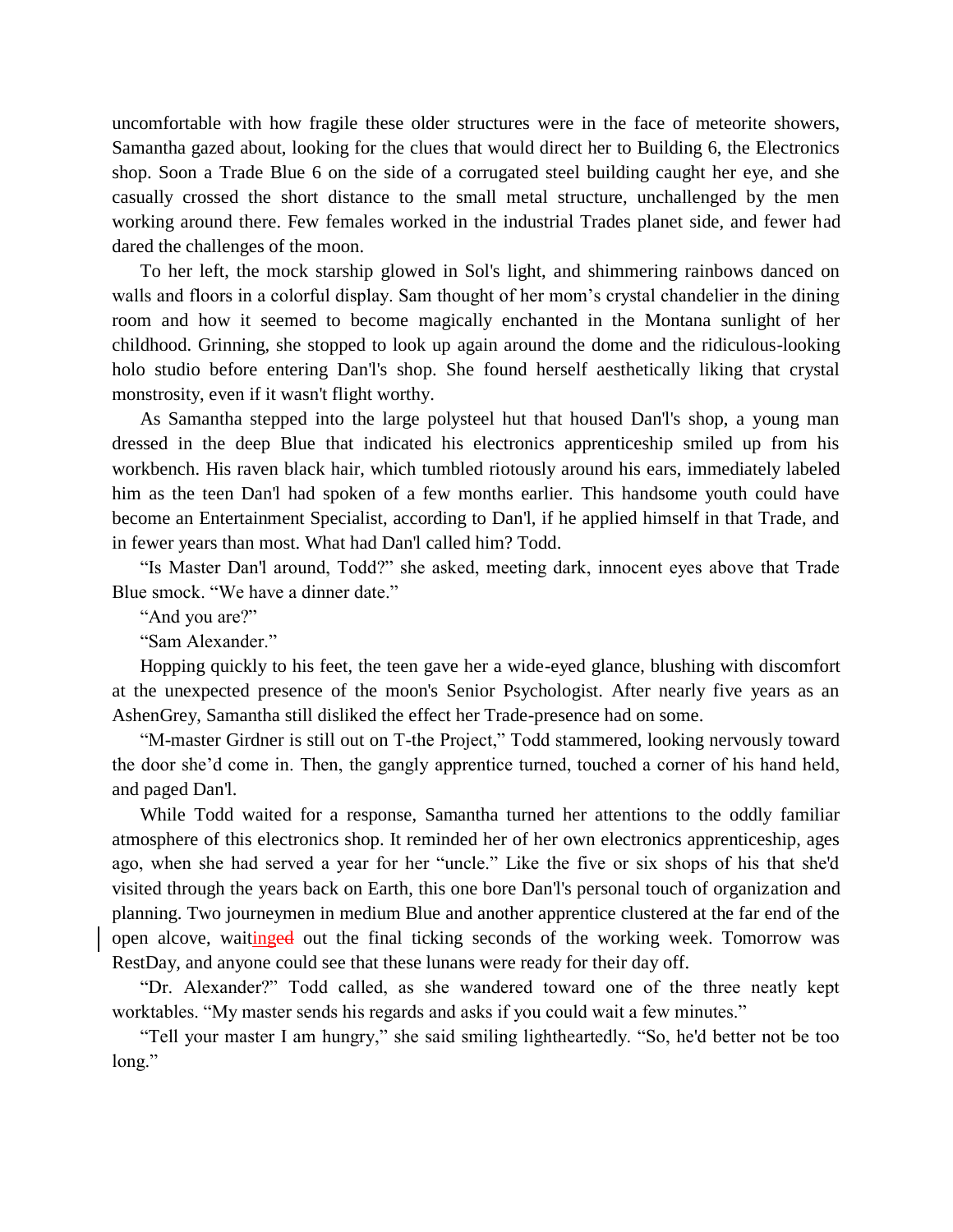uncomfortable with how fragile these older structures were in the face of meteorite showers, Samantha gazed about, looking for the clues that would direct her to Building 6, the Electronics shop. Soon a Trade Blue 6 on the side of a corrugated steel building caught her eye, and she casually crossed the short distance to the small metal structure, unchallenged by the men working around there. Few females worked in the industrial Trades planet side, and fewer had dared the challenges of the moon.

To her left, the mock starship glowed in Sol's light, and shimmering rainbows danced on walls and floors in a colorful display. Sam thought of her mom's crystal chandelier in the dining room and how it seemed to become magically enchanted in the Montana sunlight of her childhood. Grinning, she stopped to look up again around the dome and the ridiculous-looking holo studio before entering Dan'l's shop. She found herself aesthetically liking that crystal monstrosity, even if it wasn't flight worthy.

As Samantha stepped into the large polysteel hut that housed Dan'l's shop, a young man dressed in the deep Blue that indicated his electronics apprenticeship smiled up from his workbench. His raven black hair, which tumbled riotously around his ears, immediately labeled him as the teen Dan'l had spoken of a few months earlier. This handsome youth could have become an Entertainment Specialist, according to Dan'l, if he applied himself in that Trade, and in fewer years than most. What had Dan'l called him? Todd.

"Is Master Dan'l around, Todd?" she asked, meeting dark, innocent eyes above that Trade Blue smock. "We have a dinner date."

"And you are?"

"Sam Alexander."

Hopping quickly to his feet, the teen gave her a wide-eyed glance, blushing with discomfort at the unexpected presence of the moon's Senior Psychologist. After nearly five years as an AshenGrey, Samantha still disliked the effect her Trade-presence had on some.

"M-master Girdner is still out on T-the Project," Todd stammered, looking nervously toward the door she'd come in. Then, the gangly apprentice turned, touched a corner of his hand held, and paged Dan'l.

While Todd waited for a response, Samantha turned her attentions to the oddly familiar atmosphere of this electronics shop. It reminded her of her own electronics apprenticeship, ages ago, when she had served a year for her "uncle." Like the five or six shops of his that she'd visited through the years back on Earth, this one bore Dan'l's personal touch of organization and planning. Two journeymen in medium Blue and another apprentice clustered at the far end of the open alcove, waiting~~ed~~ out the final ticking seconds of the working week. Tomorrow was RestDay, and anyone could see that these lunans were ready for their day off.

"Dr. Alexander?" Todd called, as she wandered toward one of the three neatly kept worktables. "My master sends his regards and asks if you could wait a few minutes."

"Tell your master I am hungry," she said smiling lightheartedly. "So, he'd better not be too long."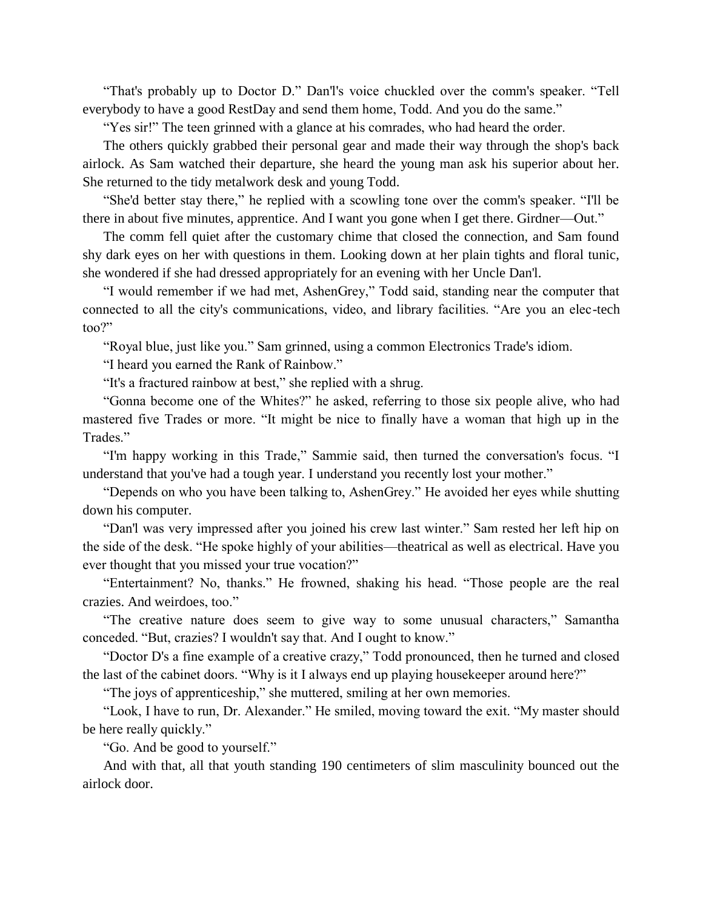"That's probably up to Doctor D." Dan'l's voice chuckled over the comm's speaker. "Tell everybody to have a good RestDay and send them home, Todd. And you do the same."

"Yes sir!" The teen grinned with a glance at his comrades, who had heard the order.

The others quickly grabbed their personal gear and made their way through the shop's back airlock. As Sam watched their departure, she heard the young man ask his superior about her. She returned to the tidy metalwork desk and young Todd.

"She'd better stay there," he replied with a scowling tone over the comm's speaker. "I'll be there in about five minutes, apprentice. And I want you gone when I get there. Girdner—Out."

The comm fell quiet after the customary chime that closed the connection, and Sam found shy dark eyes on her with questions in them. Looking down at her plain tights and floral tunic, she wondered if she had dressed appropriately for an evening with her Uncle Dan'l.

"I would remember if we had met, AshenGrey," Todd said, standing near the computer that connected to all the city's communications, video, and library facilities. "Are you an elec-tech too?"

"Royal blue, just like you." Sam grinned, using a common Electronics Trade's idiom.

"I heard you earned the Rank of Rainbow."

"It's a fractured rainbow at best," she replied with a shrug.

"Gonna become one of the Whites?" he asked, referring to those six people alive, who had mastered five Trades or more. "It might be nice to finally have a woman that high up in the Trades."

"I'm happy working in this Trade," Sammie said, then turned the conversation's focus. "I understand that you've had a tough year. I understand you recently lost your mother."

"Depends on who you have been talking to, AshenGrey." He avoided her eyes while shutting down his computer.

"Dan'l was very impressed after you joined his crew last winter." Sam rested her left hip on the side of the desk. "He spoke highly of your abilities—theatrical as well as electrical. Have you ever thought that you missed your true vocation?"

"Entertainment? No, thanks." He frowned, shaking his head. "Those people are the real crazies. And weirdoes, too."

"The creative nature does seem to give way to some unusual characters," Samantha conceded. "But, crazies? I wouldn't say that. And I ought to know."

"Doctor D's a fine example of a creative crazy," Todd pronounced, then he turned and closed the last of the cabinet doors. "Why is it I always end up playing housekeeper around here?"

"The joys of apprenticeship," she muttered, smiling at her own memories.

"Look, I have to run, Dr. Alexander." He smiled, moving toward the exit. "My master should be here really quickly."

"Go. And be good to yourself."

And with that, all that youth standing 190 centimeters of slim masculinity bounced out the airlock door.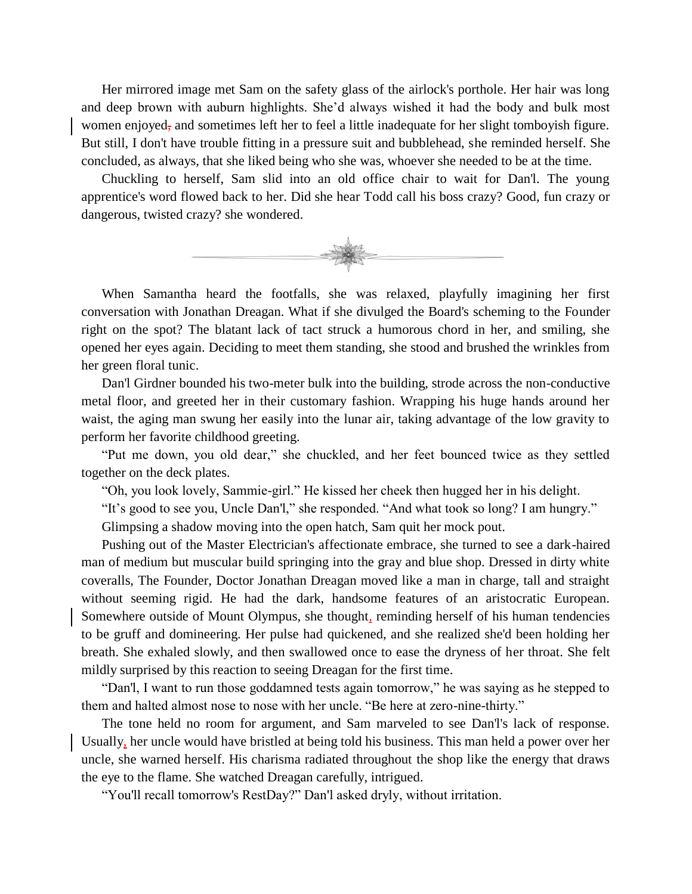Her mirrored image met Sam on the safety glass of the airlock's porthole. Her hair was long and deep brown with auburn highlights. She'd always wished it had the body and bulk most women enjoyed, and sometimes left her to feel a little inadequate for her slight tomboyish figure. But still, *I don't have trouble fitting in a pressure suit and bubblehead,* she reminded herself. She concluded, as always, that she liked being who she was, whoever she needed to be at the time.

Chuckling to herself, Sam slid into an old office chair to wait for Dan'l. The young apprentice's word flowed back to her. *Did she hear Todd call his boss crazy? Good, fun crazy or dangerous, twisted crazy?* she wondered.

---

When Samantha heard the footfalls, she was relaxed, playfully imagining her first conversation with Jonathan Dreagan. What if she divulged the Board's scheming to the Founder right on the spot? The blatant lack of tact struck a humorous chord in her, and smiling, she opened her eyes again. Deciding to meet them standing, she stood and brushed the wrinkles from her green floral tunic.

Dan'l Girdner bounded his two-meter bulk into the building, strode across the non-conductive metal floor, and greeted her in their customary fashion. Wrapping his huge hands around her waist, the aging man swung her easily into the lunar air, taking advantage of the low gravity to perform her favorite childhood greeting.

"Put me down, you old dear," she chuckled, and her feet bounced twice as they settled together on the deck plates.

"Oh, you look lovely, Sammie-girl." He kissed her cheek then hugged her in his delight.

"It's good to see you, Uncle Dan'l," she responded. "And what took so long? I am hungry."

Glimpsing a shadow moving into the open hatch, Sam quit her mock pout.

Pushing out of the Master Electrician's affectionate embrace, she turned to see a dark-haired man of medium but muscular build springing into the gray and blue shop. Dressed in dirty white coveralls, The Founder, Doctor Jonathan Dreagan moved like a man in charge, tall and straight without seeming rigid. He had the dark, handsome features of an aristocratic European. *Somewhere outside of Mount Olympus,* she thought, reminding herself of his human tendencies to be gruff and domineering. Her pulse had quickened, and she realized she'd been holding her breath. She exhaled slowly, and then swallowed once to ease the dryness of her throat. She felt mildly surprised by this reaction to seeing Dreagan for the first time.

"Dan'l, I want to run those goddamned tests again tomorrow," he was saying as he stepped to them and halted almost nose to nose with her uncle. "Be here at zero-nine-thirty."

The tone held no room for argument, and Sam marveled to see Dan'l's lack of response. Usually, her uncle would have bristled at being told his business. *This man held a power over her uncle,* she warned herself. His charisma radiated throughout the shop like the energy that draws the eye to the flame. She watched Dreagan carefully, intrigued.

"You'll recall tomorrow's RestDay?" Dan'l asked dryly, without irritation.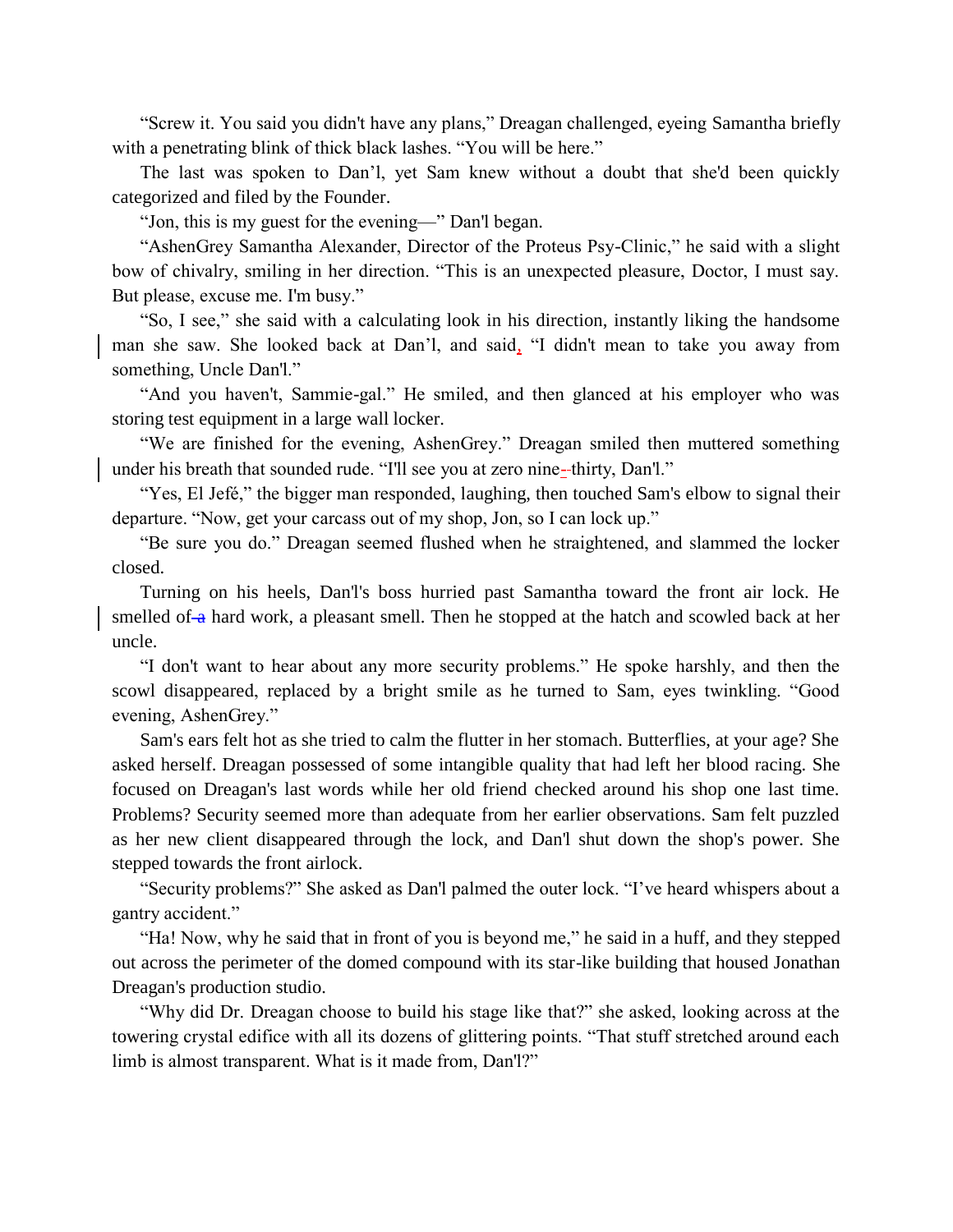“Screw it. You said you didn't have any plans,” Dreagan challenged, eyeing Samantha briefly with a penetrating blink of thick black lashes. “You will be here.”

The last was spoken to Dan’l, yet Sam knew without a doubt that she'd been quickly categorized and filed by the Founder.

“Jon, this is my guest for the evening—” Dan'l began.

“AshenGrey Samantha Alexander, Director of the Proteus Psy-Clinic,” he said with a slight bow of chivalry, smiling in her direction. “This is an unexpected pleasure, Doctor, I must say. But please, excuse me. I'm busy.”

“So, I see,” she said with a calculating look in his direction, instantly liking the handsome man she saw. She looked back at Dan’l, and said, “I didn't mean to take you away from something, Uncle Dan'l.”

“And you haven't, Sammie-gal.” He smiled, and then glanced at his employer who was storing test equipment in a large wall locker.

“We are finished for the evening, AshenGrey.” Dreagan smiled then muttered something under his breath that sounded rude. “I'll see you at zero nine-thirty, Dan'l.”

“Yes, El Jefé,” the bigger man responded, laughing, then touched Sam's elbow to signal their departure. “Now, get your carcass out of my shop, Jon, so I can lock up.”

“Be sure you do.” Dreagan seemed flushed when he straightened, and slammed the locker closed.

Turning on his heels, Dan'l's boss hurried past Samantha toward the front air lock. He smelled of hard work, a pleasant smell. Then he stopped at the hatch and scowled back at her uncle.

“I don't want to hear about any more security problems.” He spoke harshly, and then the scowl disappeared, replaced by a bright smile as he turned to Sam, eyes twinkling. “Good evening, AshenGrey.”

Sam's ears felt hot as she tried to calm the flutter in her stomach. Butterflies, at your age? She asked herself. Dreagan possessed of some intangible quality that had left her blood racing. She focused on Dreagan's last words while her old friend checked around his shop one last time. Problems? Security seemed more than adequate from her earlier observations. Sam felt puzzled as her new client disappeared through the lock, and Dan'l shut down the shop's power. She stepped towards the front airlock.

“Security problems?” She asked as Dan'l palmed the outer lock. “I’ve heard whispers about a gantry accident.”

“Ha! Now, why he said that in front of you is beyond me,” he said in a huff, and they stepped out across the perimeter of the domed compound with its star-like building that housed Jonathan Dreagan's production studio.

“Why did Dr. Dreagan choose to build his stage like that?” she asked, looking across at the towering crystal edifice with all its dozens of glittering points. “That stuff stretched around each limb is almost transparent. What is it made from, Dan'l?”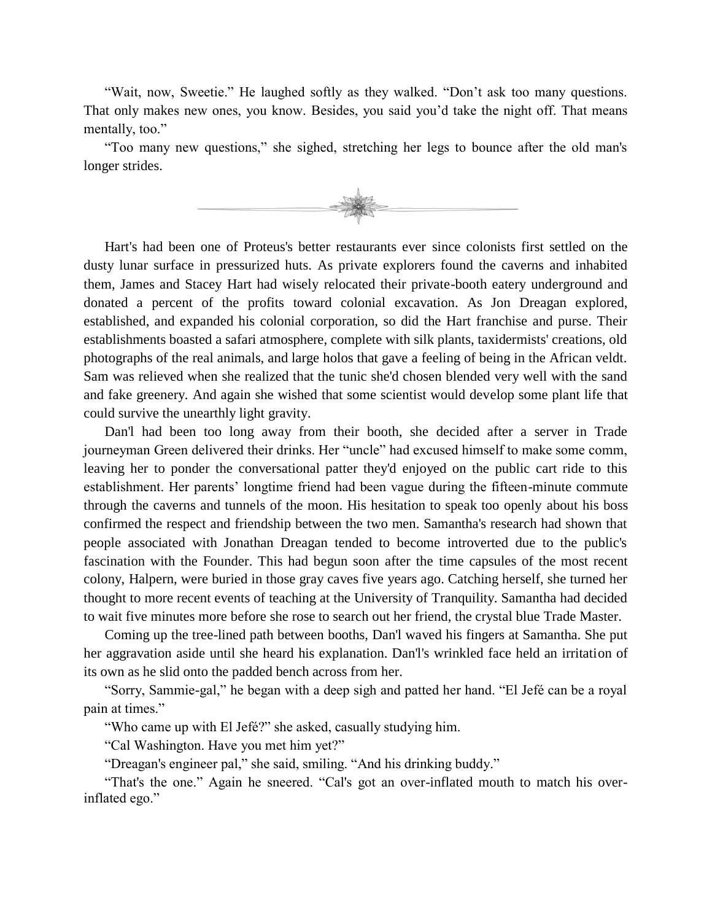"Wait, now, Sweetie." He laughed softly as they walked. "Don't ask too many questions. That only makes new ones, you know. Besides, you said you'd take the night off. That means mentally, too."

"Too many new questions," she sighed, stretching her legs to bounce after the old man's longer strides.

Hart's had been one of Proteus's better restaurants ever since colonists first settled on the dusty lunar surface in pressurized huts. As private explorers found the caverns and inhabited them, James and Stacey Hart had wisely relocated their private-booth eatery underground and donated a percent of the profits toward colonial excavation. As Jon Dreagan explored, established, and expanded his colonial corporation, so did the Hart franchise and purse. Their establishments boasted a safari atmosphere, complete with silk plants, taxidermists' creations, old photographs of the real animals, and large holos that gave a feeling of being in the African veldt. Sam was relieved when she realized that the tunic she'd chosen blended very well with the sand and fake greenery. And again she wished that some scientist would develop some plant life that could survive the unearthly light gravity.

Dan'l had been too long away from their booth, she decided after a server in Trade journeyman Green delivered their drinks. Her "uncle" had excused himself to make some comm, leaving her to ponder the conversational patter they'd enjoyed on the public cart ride to this establishment. Her parents' longtime friend had been vague during the fifteen-minute commute through the caverns and tunnels of the moon. His hesitation to speak too openly about his boss confirmed the respect and friendship between the two men. Samantha's research had shown that people associated with Jonathan Dreagan tended to become introverted due to the public's fascination with the Founder. This had begun soon after the time capsules of the most recent colony, Halpern, were buried in those gray caves five years ago. Catching herself, she turned her thought to more recent events of teaching at the University of Tranquility. Samantha had decided to wait five minutes more before she rose to search out her friend, the crystal blue Trade Master.

Coming up the tree-lined path between booths, Dan'l waved his fingers at Samantha. She put her aggravation aside until she heard his explanation. Dan'l's wrinkled face held an irritation of its own as he slid onto the padded bench across from her.

"Sorry, Sammie-gal," he began with a deep sigh and patted her hand. "El Jefé can be a royal pain at times."

"Who came up with El Jefé?" she asked, casually studying him.

"Cal Washington. Have you met him yet?"

"Dreagan's engineer pal," she said, smiling. "And his drinking buddy."

"That's the one." Again he sneered. "Cal's got an over-inflated mouth to match his over-inflated ego."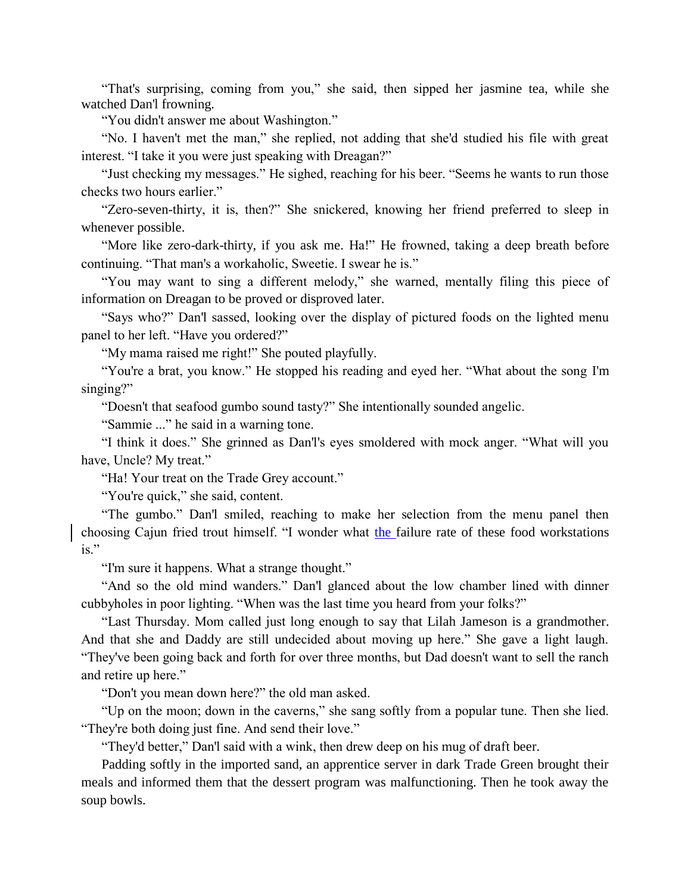"That's surprising, coming from you," she said, then sipped her jasmine tea, while she watched Dan'l frowning.

"You didn't answer me about Washington."

"No. I haven't met the man," she replied, not adding that she'd studied his file with great interest. "I take it you were just speaking with Dreagan?"

"Just checking my messages." He sighed, reaching for his beer. "Seems he wants to run those checks two hours earlier."

"Zero-seven-thirty, it is, then?" She snickered, knowing her friend preferred to sleep in whenever possible.

"More like zero-dark-thirty, if you ask me. Ha!" He frowned, taking a deep breath before continuing. "That man's a workaholic, Sweetie. I swear he is."

"You may want to sing a different melody," she warned, mentally filing this piece of information on Dreagan to be proved or disproved later.

"Says who?" Dan'l sassed, looking over the display of pictured foods on the lighted menu panel to her left. "Have you ordered?"

"My mama raised me right!" She pouted playfully.

"You're a brat, you know." He stopped his reading and eyed her. "What about the song I'm singing?"

"Doesn't that seafood gumbo sound tasty?" She intentionally sounded angelic.

"Sammie ..." he said in a warning tone.

"I think it does." She grinned as Dan'l's eyes smoldered with mock anger. "What will you have, Uncle? My treat."

"Ha! Your treat on the Trade Grey account."

"You're quick," she said, content.

"The gumbo." Dan'l smiled, reaching to make her selection from the menu panel then choosing Cajun fried trout himself. "I wonder what the failure rate of these food workstations is."

"I'm sure it happens. What a strange thought."

"And so the old mind wanders." Dan'l glanced about the low chamber lined with dinner cubbyholes in poor lighting. "When was the last time you heard from your folks?"

"Last Thursday. Mom called just long enough to say that Lilah Jameson is a grandmother. And that she and Daddy are still undecided about moving up here." She gave a light laugh. "They've been going back and forth for over three months, but Dad doesn't want to sell the ranch and retire up here."

"Don't you mean down here?" the old man asked.

"Up on the moon; down in the caverns," she sang softly from a popular tune. Then she lied. "They're both doing just fine. And send their love."

"They'd better," Dan'l said with a wink, then drew deep on his mug of draft beer.

Padding softly in the imported sand, an apprentice server in dark Trade Green brought their meals and informed them that the dessert program was malfunctioning. Then he took away the soup bowls.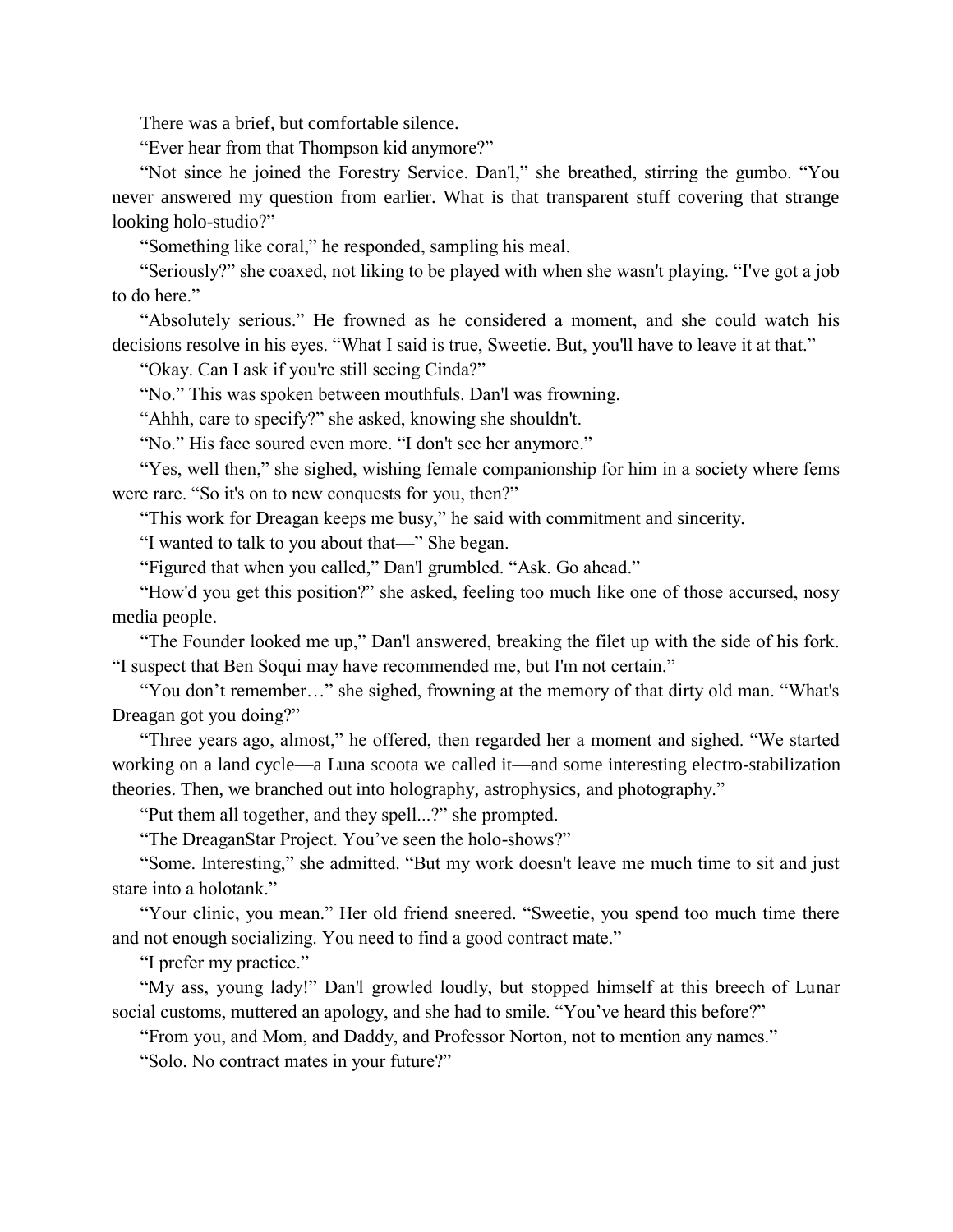There was a brief, but comfortable silence.

"Ever hear from that Thompson kid anymore?"

"Not since he joined the Forestry Service. Dan'l," she breathed, stirring the gumbo. "You never answered my question from earlier. What is that transparent stuff covering that strange looking holo-studio?"

"Something like coral," he responded, sampling his meal.

"Seriously?" she coaxed, not liking to be played with when she wasn't playing. "I've got a job to do here."

"Absolutely serious." He frowned as he considered a moment, and she could watch his decisions resolve in his eyes. "What I said is true, Sweetie. But, you'll have to leave it at that."

"Okay. Can I ask if you're still seeing Cinda?"

"No." This was spoken between mouthfuls. Dan'l was frowning.

"Ahhh, care to specify?" she asked, knowing she shouldn't.

"No." His face soured even more. "I don't see her anymore."

"Yes, well then," she sighed, wishing female companionship for him in a society where fems were rare. "So it's on to new conquests for you, then?"

"This work for Dreagan keeps me busy," he said with commitment and sincerity.

"I wanted to talk to you about that—" She began.

"Figured that when you called," Dan'l grumbled. "Ask. Go ahead."

"How'd you get this position?" she asked, feeling too much like one of those accursed, nosy media people.

"The Founder looked me up," Dan'l answered, breaking the filet up with the side of his fork. "I suspect that Ben Soqui may have recommended me, but I'm not certain."

"You don't remember…" she sighed, frowning at the memory of that dirty old man. "What's Dreagan got you doing?"

"Three years ago, almost," he offered, then regarded her a moment and sighed. "We started working on a land cycle—a Luna scoota we called it—and some interesting electro-stabilization theories. Then, we branched out into holography, astrophysics, and photography."

"Put them all together, and they spell...?" she prompted.

"The DreaganStar Project. You've seen the holo-shows?"

"Some. Interesting," she admitted. "But my work doesn't leave me much time to sit and just stare into a holotank."

"Your clinic, you mean." Her old friend sneered. "Sweetie, you spend too much time there and not enough socializing. You need to find a good contract mate."

"I prefer my practice."

"My ass, young lady!" Dan'l growled loudly, but stopped himself at this breech of Lunar social customs, muttered an apology, and she had to smile. "You've heard this before?"

"From you, and Mom, and Daddy, and Professor Norton, not to mention any names."

"Solo. No contract mates in your future?"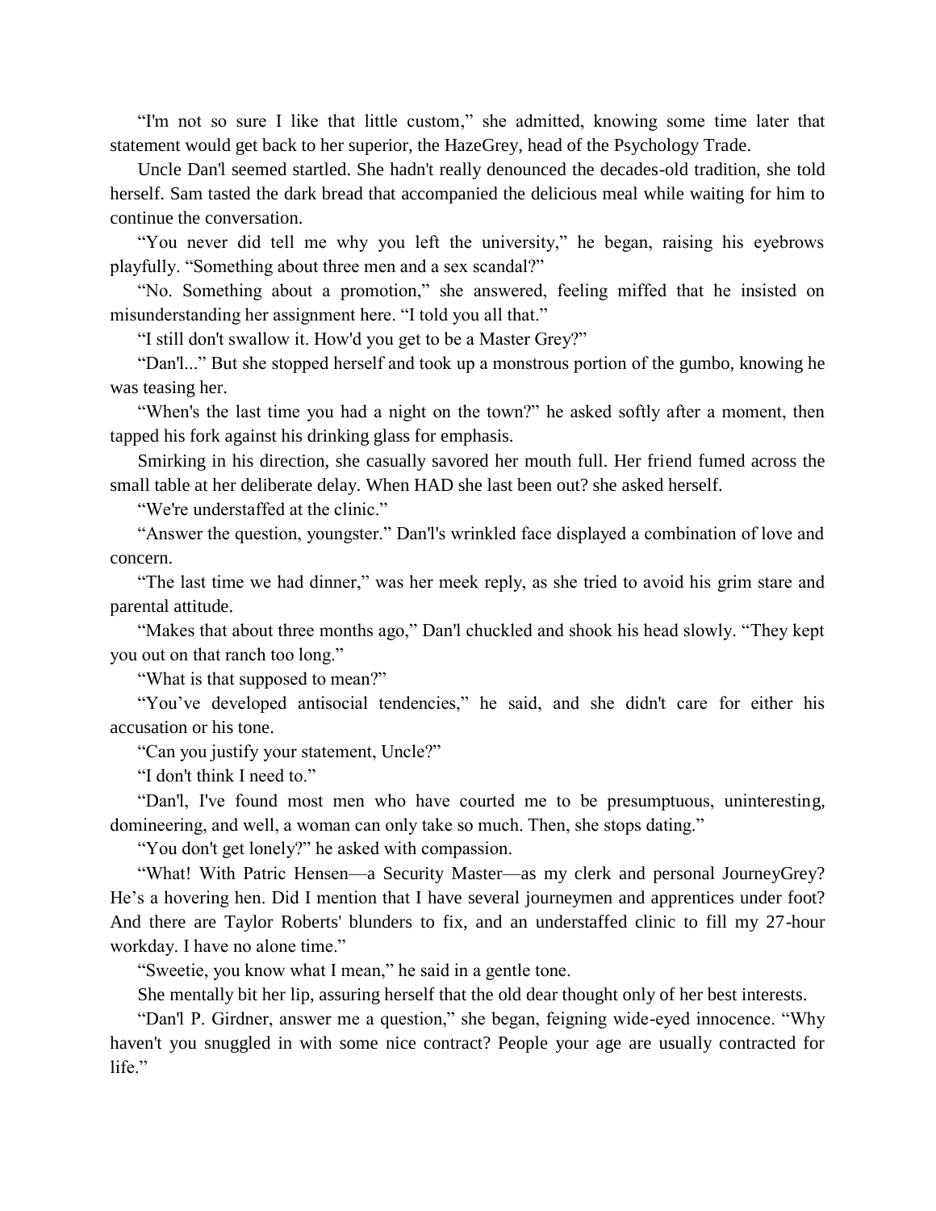"I'm not so sure I like that little custom," she admitted, knowing some time later that statement would get back to her superior, the HazeGrey, head of the Psychology Trade.

Uncle Dan'l seemed startled. She hadn't really denounced the decades-old tradition, she told herself. Sam tasted the dark bread that accompanied the delicious meal while waiting for him to continue the conversation.

"You never did tell me why you left the university," he began, raising his eyebrows playfully. "Something about three men and a sex scandal?"

"No. Something about a promotion," she answered, feeling miffed that he insisted on misunderstanding her assignment here. "I told you all that."

"I still don't swallow it. How'd you get to be a Master Grey?"

"Dan'l..." But she stopped herself and took up a monstrous portion of the gumbo, knowing he was teasing her.

"When's the last time you had a night on the town?" he asked softly after a moment, then tapped his fork against his drinking glass for emphasis.

Smirking in his direction, she casually savored her mouth full. Her friend fumed across the small table at her deliberate delay. When HAD she last been out? she asked herself.

"We're understaffed at the clinic."

"Answer the question, youngster." Dan'l's wrinkled face displayed a combination of love and concern.

"The last time we had dinner," was her meek reply, as she tried to avoid his grim stare and parental attitude.

"Makes that about three months ago," Dan'l chuckled and shook his head slowly. "They kept you out on that ranch too long."

"What is that supposed to mean?"

"You've developed antisocial tendencies," he said, and she didn't care for either his accusation or his tone.

"Can you justify your statement, Uncle?"

"I don't think I need to."

"Dan'l, I've found most men who have courted me to be presumptuous, uninteresting, domineering, and well, a woman can only take so much. Then, she stops dating."

"You don't get lonely?" he asked with compassion.

"What! With Patric Hensen—a Security Master—as my clerk and personal JourneyGrey? He's a hovering hen. Did I mention that I have several journeymen and apprentices under foot? And there are Taylor Roberts' blunders to fix, and an understaffed clinic to fill my 27-hour workday. I have no alone time."

"Sweetie, you know what I mean," he said in a gentle tone.

She mentally bit her lip, assuring herself that the old dear thought only of her best interests.

"Dan'l P. Girdner, answer me a question," she began, feigning wide-eyed innocence. "Why haven't you snuggled in with some nice contract? People your age are usually contracted for life."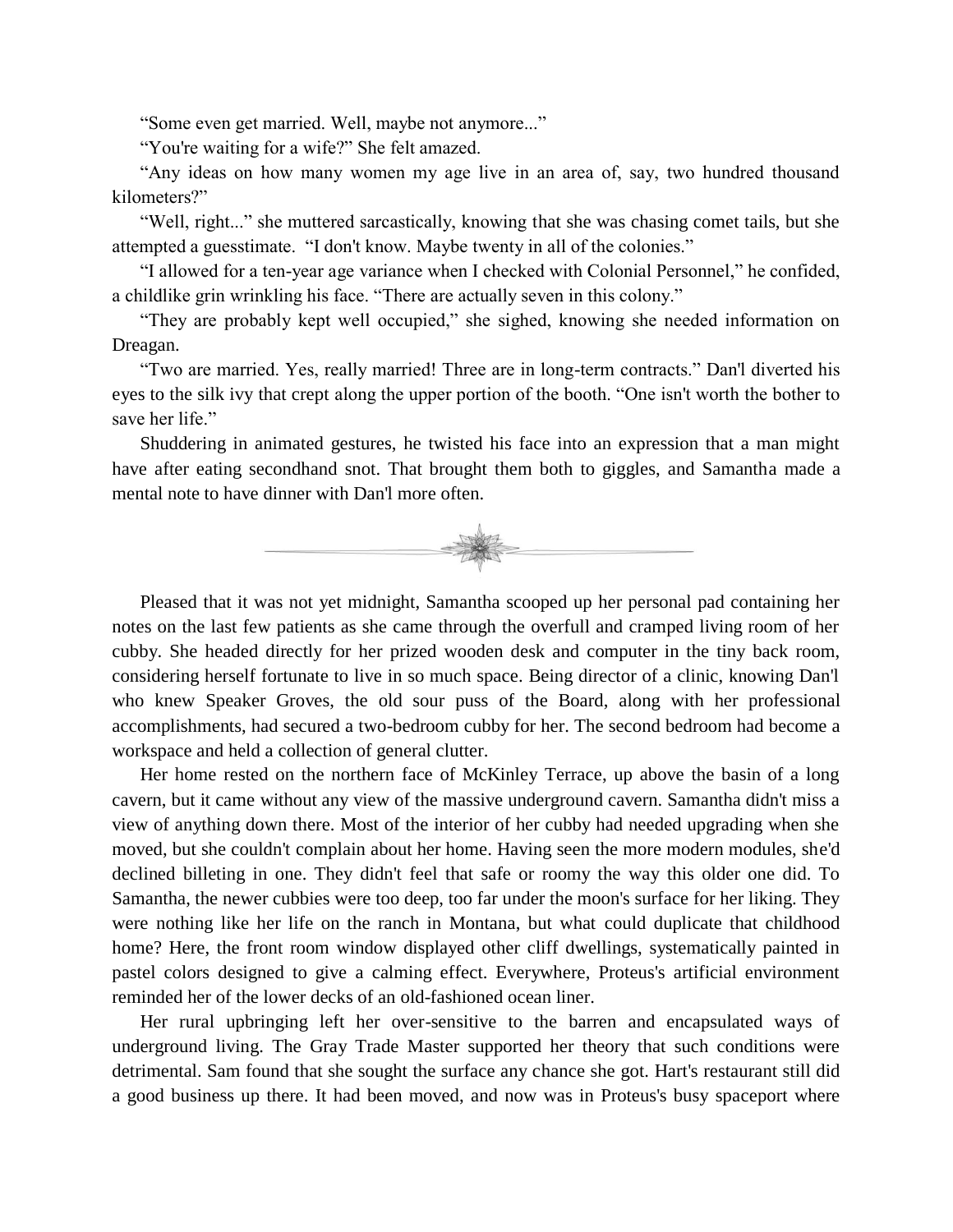"Some even get married. Well, maybe not anymore..."

"You're waiting for a wife?" She felt amazed.

"Any ideas on how many women my age live in an area of, say, two hundred thousand kilometers?"

"Well, right..." she muttered sarcastically, knowing that she was chasing comet tails, but she attempted a guesstimate. "I don't know. Maybe twenty in all of the colonies."

"I allowed for a ten-year age variance when I checked with Colonial Personnel," he confided, a childlike grin wrinkling his face. "There are actually seven in this colony."

"They are probably kept well occupied," she sighed, knowing she needed information on Dreagan.

"Two are married. Yes, really married! Three are in long-term contracts." Dan'l diverted his eyes to the silk ivy that crept along the upper portion of the booth. "One isn't worth the bother to save her life."

Shuddering in animated gestures, he twisted his face into an expression that a man might have after eating secondhand snot. That brought them both to giggles, and Samantha made a mental note to have dinner with Dan'l more often.

---

Pleased that it was not yet midnight, Samantha scooped up her personal pad containing her notes on the last few patients as she came through the overfull and cramped living room of her cubby. She headed directly for her prized wooden desk and computer in the tiny back room, considering herself fortunate to live in so much space. Being director of a clinic, knowing Dan'l who knew Speaker Groves, the old sour puss of the Board, along with her professional accomplishments, had secured a two-bedroom cubby for her. The second bedroom had become a workspace and held a collection of general clutter.

Her home rested on the northern face of McKinley Terrace, up above the basin of a long cavern, but it came without any view of the massive underground cavern. Samantha didn't miss a view of anything down there. Most of the interior of her cubby had needed upgrading when she moved, but she couldn't complain about her home. Having seen the more modern modules, she'd declined billeting in one. They didn't feel that safe or roomy the way this older one did. To Samantha, the newer cubbies were too deep, too far under the moon's surface for her liking. They were nothing like her life on the ranch in Montana, but what could duplicate that childhood home? Here, the front room window displayed other cliff dwellings, systematically painted in pastel colors designed to give a calming effect. Everywhere, Proteus's artificial environment reminded her of the lower decks of an old-fashioned ocean liner.

Her rural upbringing left her over-sensitive to the barren and encapsulated ways of underground living. The Gray Trade Master supported her theory that such conditions were detrimental. Sam found that she sought the surface any chance she got. Hart's restaurant still did a good business up there. It had been moved, and now was in Proteus's busy spaceport where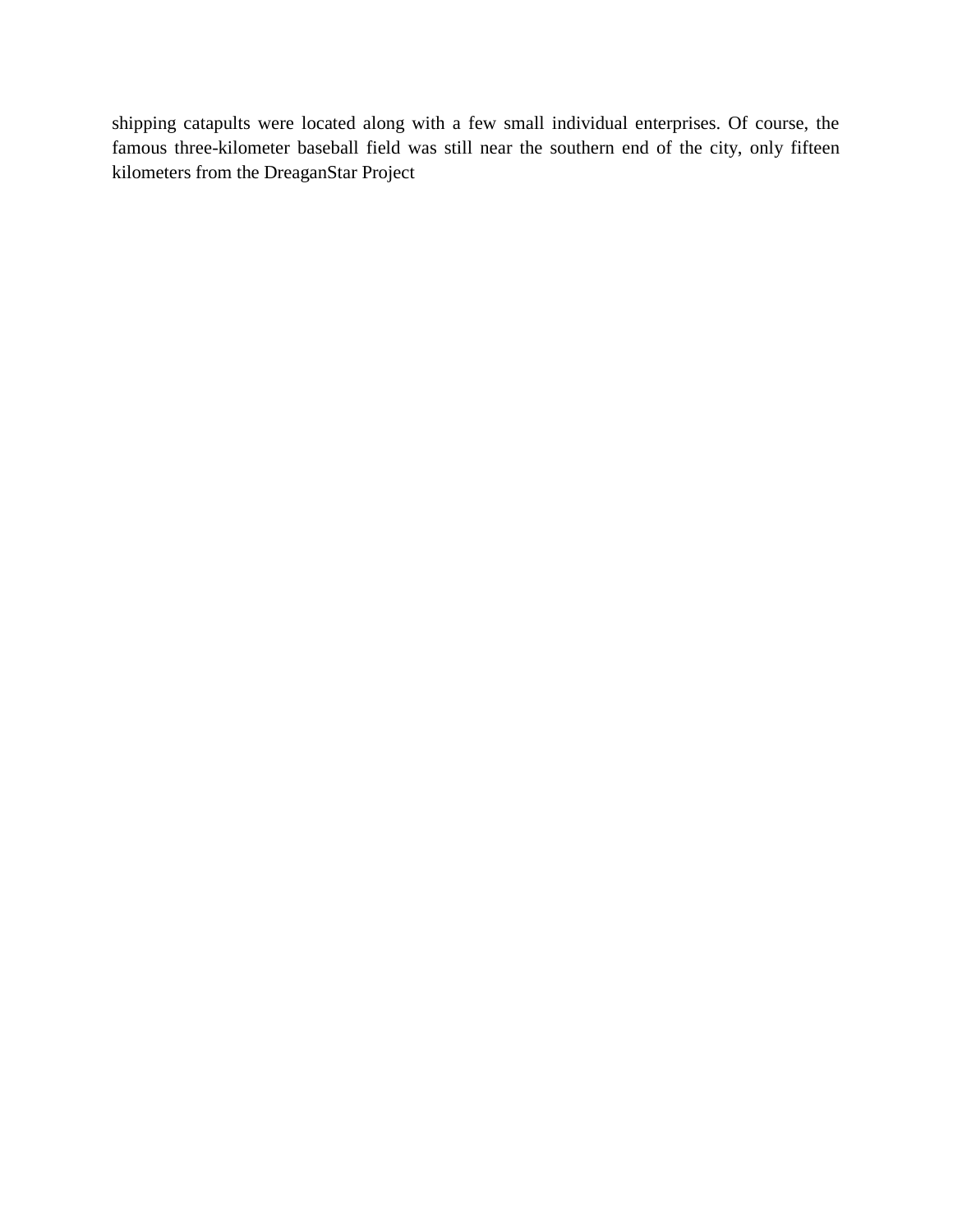shipping catapults were located along with a few small individual enterprises. Of course, the famous three-kilometer baseball field was still near the southern end of the city, only fifteen kilometers from the DreaganStar Project